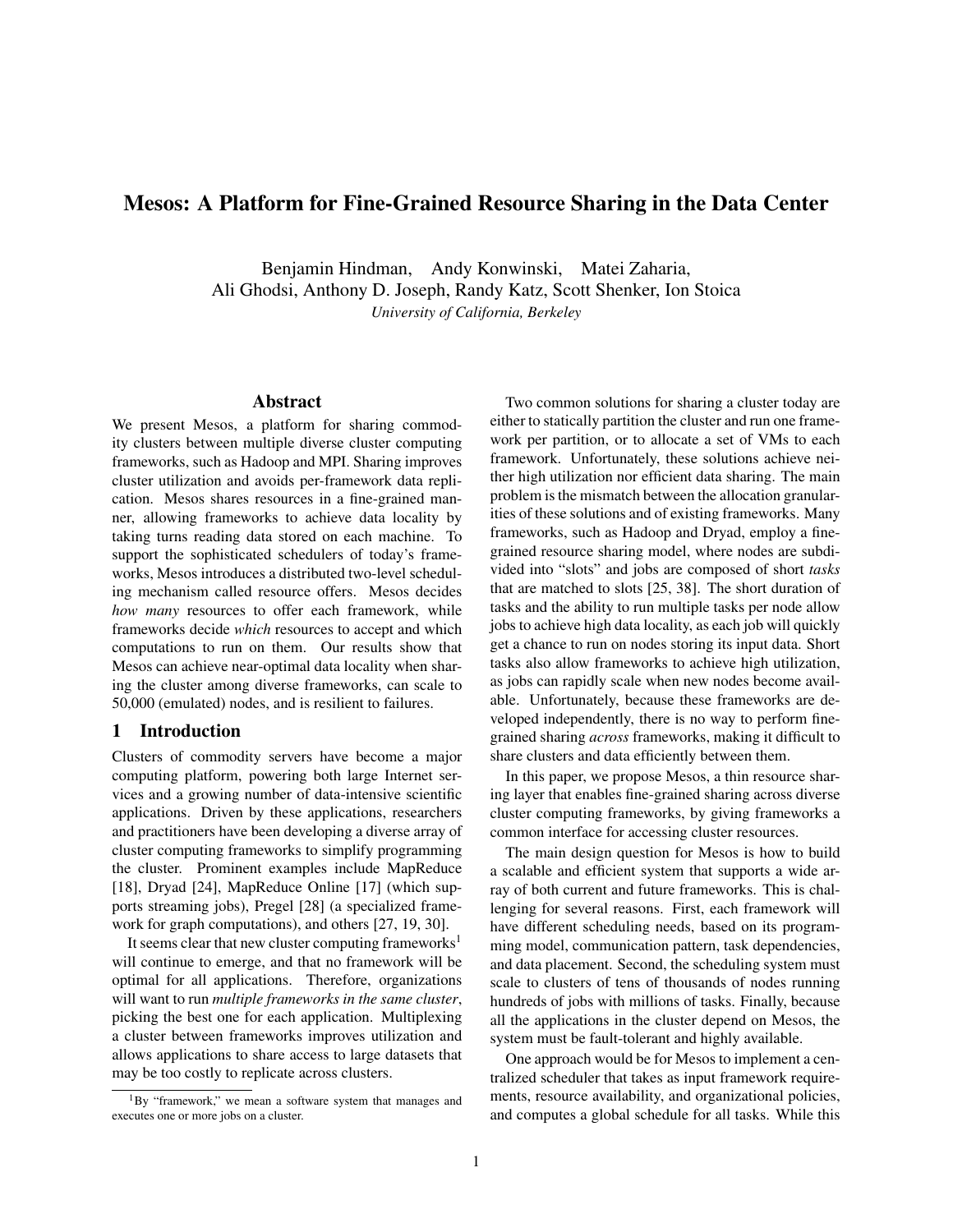# Mesos: A Platform for Fine-Grained Resource Sharing in the Data Center

Benjamin Hindman, Andy Konwinski, Matei Zaharia,
Ali Ghodsi, Anthony D. Joseph, Randy Katz, Scott Shenker, Ion Stoica
*University of California, Berkeley*

## Abstract

We present Mesos, a platform for sharing commodity clusters between multiple diverse cluster computing frameworks, such as Hadoop and MPI. Sharing improves cluster utilization and avoids per-framework data replication. Mesos shares resources in a fine-grained manner, allowing frameworks to achieve data locality by taking turns reading data stored on each machine. To support the sophisticated schedulers of today's frameworks, Mesos introduces a distributed two-level scheduling mechanism called resource offers. Mesos decides *how many* resources to offer each framework, while frameworks decide *which* resources to accept and which computations to run on them. Our results show that Mesos can achieve near-optimal data locality when sharing the cluster among diverse frameworks, can scale to 50,000 (emulated) nodes, and is resilient to failures.

## 1 Introduction

Clusters of commodity servers have become a major computing platform, powering both large Internet services and a growing number of data-intensive scientific applications. Driven by these applications, researchers and practitioners have been developing a diverse array of cluster computing frameworks to simplify programming the cluster. Prominent examples include MapReduce [18], Dryad [24], MapReduce Online [17] (which supports streaming jobs), Pregel [28] (a specialized framework for graph computations), and others [27, 19, 30].

It seems clear that new cluster computing frameworks[1] will continue to emerge, and that no framework will be optimal for all applications. Therefore, organizations will want to run *multiple frameworks in the same cluster*, picking the best one for each application. Multiplexing a cluster between frameworks improves utilization and allows applications to share access to large datasets that may be too costly to replicate across clusters.

Two common solutions for sharing a cluster today are either to statically partition the cluster and run one framework per partition, or to allocate a set of VMs to each framework. Unfortunately, these solutions achieve neither high utilization nor efficient data sharing. The main problem is the mismatch between the allocation granularities of these solutions and of existing frameworks. Many frameworks, such as Hadoop and Dryad, employ a fine-grained resource sharing model, where nodes are subdivided into "slots" and jobs are composed of short *tasks* that are matched to slots [25, 38]. The short duration of tasks and the ability to run multiple tasks per node allow jobs to achieve high data locality, as each job will quickly get a chance to run on nodes storing its input data. Short tasks also allow frameworks to achieve high utilization, as jobs can rapidly scale when new nodes become available. Unfortunately, because these frameworks are developed independently, there is no way to perform fine-grained sharing *across* frameworks, making it difficult to share clusters and data efficiently between them.

In this paper, we propose Mesos, a thin resource sharing layer that enables fine-grained sharing across diverse cluster computing frameworks, by giving frameworks a common interface for accessing cluster resources.

The main design question for Mesos is how to build a scalable and efficient system that supports a wide array of both current and future frameworks. This is challenging for several reasons. First, each framework will have different scheduling needs, based on its programming model, communication pattern, task dependencies, and data placement. Second, the scheduling system must scale to clusters of tens of thousands of nodes running hundreds of jobs with millions of tasks. Finally, because all the applications in the cluster depend on Mesos, the system must be fault-tolerant and highly available.

One approach would be for Mesos to implement a centralized scheduler that takes as input framework requirements, resource availability, and organizational policies, and computes a global schedule for all tasks. While this

[1] By "framework," we mean a software system that manages and executes one or more jobs on a cluster.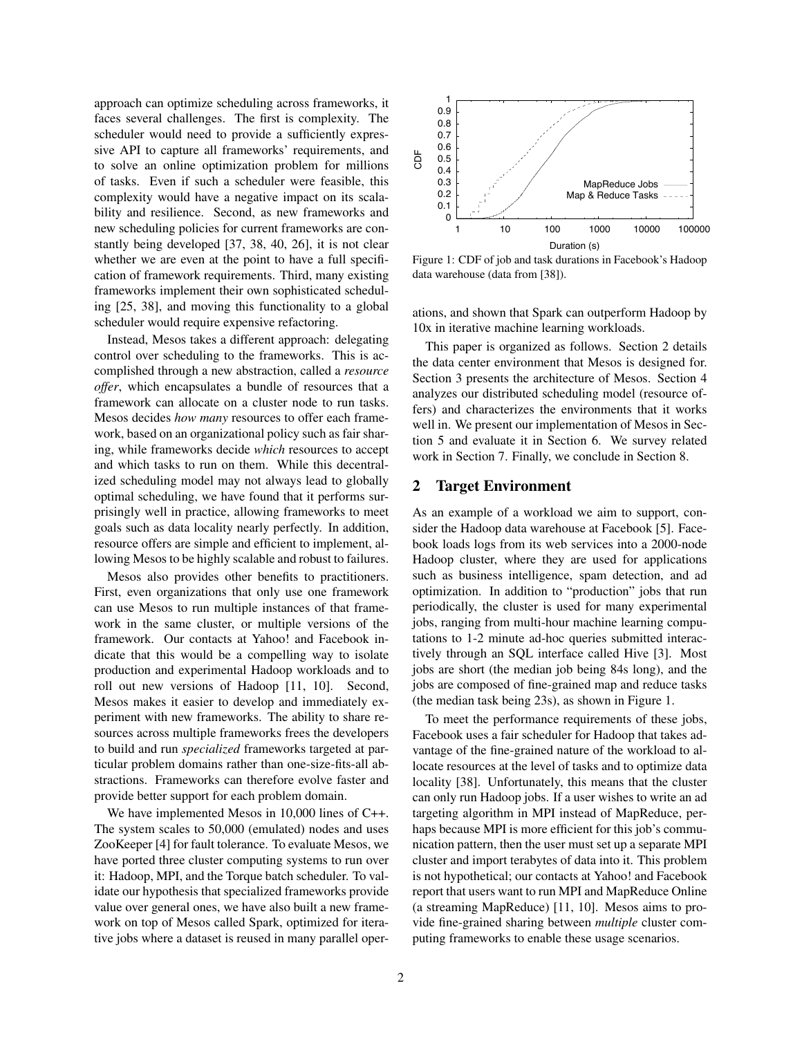approach can optimize scheduling across frameworks, it faces several challenges. The first is complexity. The scheduler would need to provide a sufficiently expressive API to capture all frameworks' requirements, and to solve an online optimization problem for millions of tasks. Even if such a scheduler were feasible, this complexity would have a negative impact on its scalability and resilience. Second, as new frameworks and new scheduling policies for current frameworks are constantly being developed [37, 38, 40, 26], it is not clear whether we are even at the point to have a full specification of framework requirements. Third, many existing frameworks implement their own sophisticated scheduling [25, 38], and moving this functionality to a global scheduler would require expensive refactoring.

Instead, Mesos takes a different approach: delegating control over scheduling to the frameworks. This is accomplished through a new abstraction, called a *resource offer*, which encapsulates a bundle of resources that a framework can allocate on a cluster node to run tasks. Mesos decides *how many* resources to offer each framework, based on an organizational policy such as fair sharing, while frameworks decide *which* resources to accept and which tasks to run on them. While this decentralized scheduling model may not always lead to globally optimal scheduling, we have found that it performs surprisingly well in practice, allowing frameworks to meet goals such as data locality nearly perfectly. In addition, resource offers are simple and efficient to implement, allowing Mesos to be highly scalable and robust to failures.

Mesos also provides other benefits to practitioners. First, even organizations that only use one framework can use Mesos to run multiple instances of that framework in the same cluster, or multiple versions of the framework. Our contacts at Yahoo! and Facebook indicate that this would be a compelling way to isolate production and experimental Hadoop workloads and to roll out new versions of Hadoop [11, 10]. Second, Mesos makes it easier to develop and immediately experiment with new frameworks. The ability to share resources across multiple frameworks frees the developers to build and run *specialized* frameworks targeted at particular problem domains rather than one-size-fits-all abstractions. Frameworks can therefore evolve faster and provide better support for each problem domain.

We have implemented Mesos in 10,000 lines of C++. The system scales to 50,000 (emulated) nodes and uses ZooKeeper [4] for fault tolerance. To evaluate Mesos, we have ported three cluster computing systems to run over it: Hadoop, MPI, and the Torque batch scheduler. To validate our hypothesis that specialized frameworks provide value over general ones, we have also built a new framework on top of Mesos called Spark, optimized for iterative jobs where a dataset is reused in many parallel operations, and shown that Spark can outperform Hadoop by 10x in iterative machine learning workloads.

Figure 1: CDF of job and task durations in Facebook's Hadoop data warehouse (data from [38]).

This paper is organized as follows. Section 2 details the data center environment that Mesos is designed for. Section 3 presents the architecture of Mesos. Section 4 analyzes our distributed scheduling model (resource offers) and characterizes the environments that it works well in. We present our implementation of Mesos in Section 5 and evaluate it in Section 6. We survey related work in Section 7. Finally, we conclude in Section 8.

## 2 Target Environment

As an example of a workload we aim to support, consider the Hadoop data warehouse at Facebook [5]. Facebook loads logs from its web services into a 2000-node Hadoop cluster, where they are used for applications such as business intelligence, spam detection, and ad optimization. In addition to "production" jobs that run periodically, the cluster is used for many experimental jobs, ranging from multi-hour machine learning computations to 1-2 minute ad-hoc queries submitted interactively through an SQL interface called Hive [3]. Most jobs are short (the median job being 84s long), and the jobs are composed of fine-grained map and reduce tasks (the median task being 23s), as shown in Figure 1.

To meet the performance requirements of these jobs, Facebook uses a fair scheduler for Hadoop that takes advantage of the fine-grained nature of the workload to allocate resources at the level of tasks and to optimize data locality [38]. Unfortunately, this means that the cluster can only run Hadoop jobs. If a user wishes to run an ad targeting algorithm in MPI instead of MapReduce, perhaps because MPI is more efficient for this job's communication pattern, then the user must set up a separate MPI cluster and import terabytes of data into it. This problem is not hypothetical; our contacts at Yahoo! and Facebook report that users want to run MPI and MapReduce Online (a streaming MapReduce) [11, 10]. Mesos aims to provide fine-grained sharing between *multiple* cluster computing frameworks to enable these usage scenarios.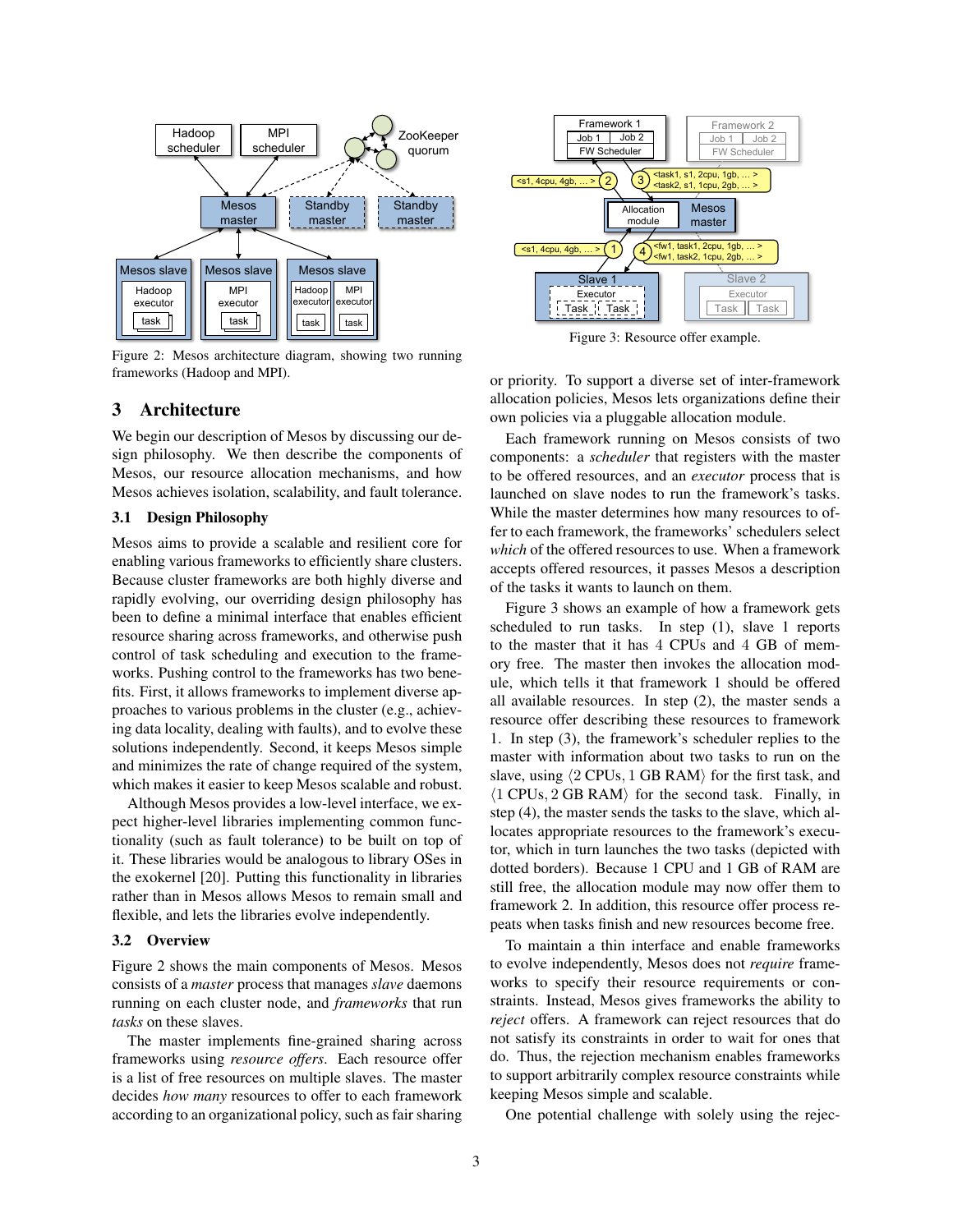Figure 2: Mesos architecture diagram, showing two running frameworks (Hadoop and MPI).

Figure 3: Resource offer example.

## 3 Architecture

We begin our description of Mesos by discussing our design philosophy. We then describe the components of Mesos, our resource allocation mechanisms, and how Mesos achieves isolation, scalability, and fault tolerance.

### 3.1 Design Philosophy

Mesos aims to provide a scalable and resilient core for enabling various frameworks to efficiently share clusters. Because cluster frameworks are both highly diverse and rapidly evolving, our overriding design philosophy has been to define a minimal interface that enables efficient resource sharing across frameworks, and otherwise push control of task scheduling and execution to the frameworks. Pushing control to the frameworks has two benefits. First, it allows frameworks to implement diverse approaches to various problems in the cluster (e.g., achieving data locality, dealing with faults), and to evolve these solutions independently. Second, it keeps Mesos simple and minimizes the rate of change required of the system, which makes it easier to keep Mesos scalable and robust.

Although Mesos provides a low-level interface, we expect higher-level libraries implementing common functionality (such as fault tolerance) to be built on top of it. These libraries would be analogous to library OSes in the exokernel [20]. Putting this functionality in libraries rather than in Mesos allows Mesos to remain small and flexible, and lets the libraries evolve independently.

### 3.2 Overview

Figure 2 shows the main components of Mesos. Mesos consists of a *master* process that manages *slave* daemons running on each cluster node, and *frameworks* that run *tasks* on these slaves.

The master implements fine-grained sharing across frameworks using *resource offers*. Each resource offer is a list of free resources on multiple slaves. The master decides *how many* resources to offer to each framework according to an organizational policy, such as fair sharing or priority. To support a diverse set of inter-framework allocation policies, Mesos lets organizations define their own policies via a pluggable allocation module.

Each framework running on Mesos consists of two components: a *scheduler* that registers with the master to be offered resources, and an *executor* process that is launched on slave nodes to run the framework's tasks. While the master determines how many resources to offer to each framework, the frameworks' schedulers select *which* of the offered resources to use. When a framework accepts offered resources, it passes Mesos a description of the tasks it wants to launch on them.

Figure 3 shows an example of how a framework gets scheduled to run tasks. In step (1), slave 1 reports to the master that it has 4 CPUs and 4 GB of memory free. The master then invokes the allocation module, which tells it that framework 1 should be offered all available resources. In step (2), the master sends a resource offer describing these resources to framework 1. In step (3), the framework's scheduler replies to the master with information about two tasks to run on the slave, using $\langle 2\text{ CPUs}, 1\text{ GB RAM}\rangle$ for the first task, and $\langle 1\text{ CPUs}, 2\text{ GB RAM}\rangle$ for the second task. Finally, in step (4), the master sends the tasks to the slave, which allocates appropriate resources to the framework's executor, which in turn launches the two tasks (depicted with dotted borders). Because 1 CPU and 1 GB of RAM are still free, the allocation module may now offer them to framework 2. In addition, this resource offer process repeats when tasks finish and new resources become free.

To maintain a thin interface and enable frameworks to evolve independently, Mesos does not *require* frameworks to specify their resource requirements or constraints. Instead, Mesos gives frameworks the ability to *reject* offers. A framework can reject resources that do not satisfy its constraints in order to wait for ones that do. Thus, the rejection mechanism enables frameworks to support arbitrarily complex resource constraints while keeping Mesos simple and scalable.

One potential challenge with solely using the rejec-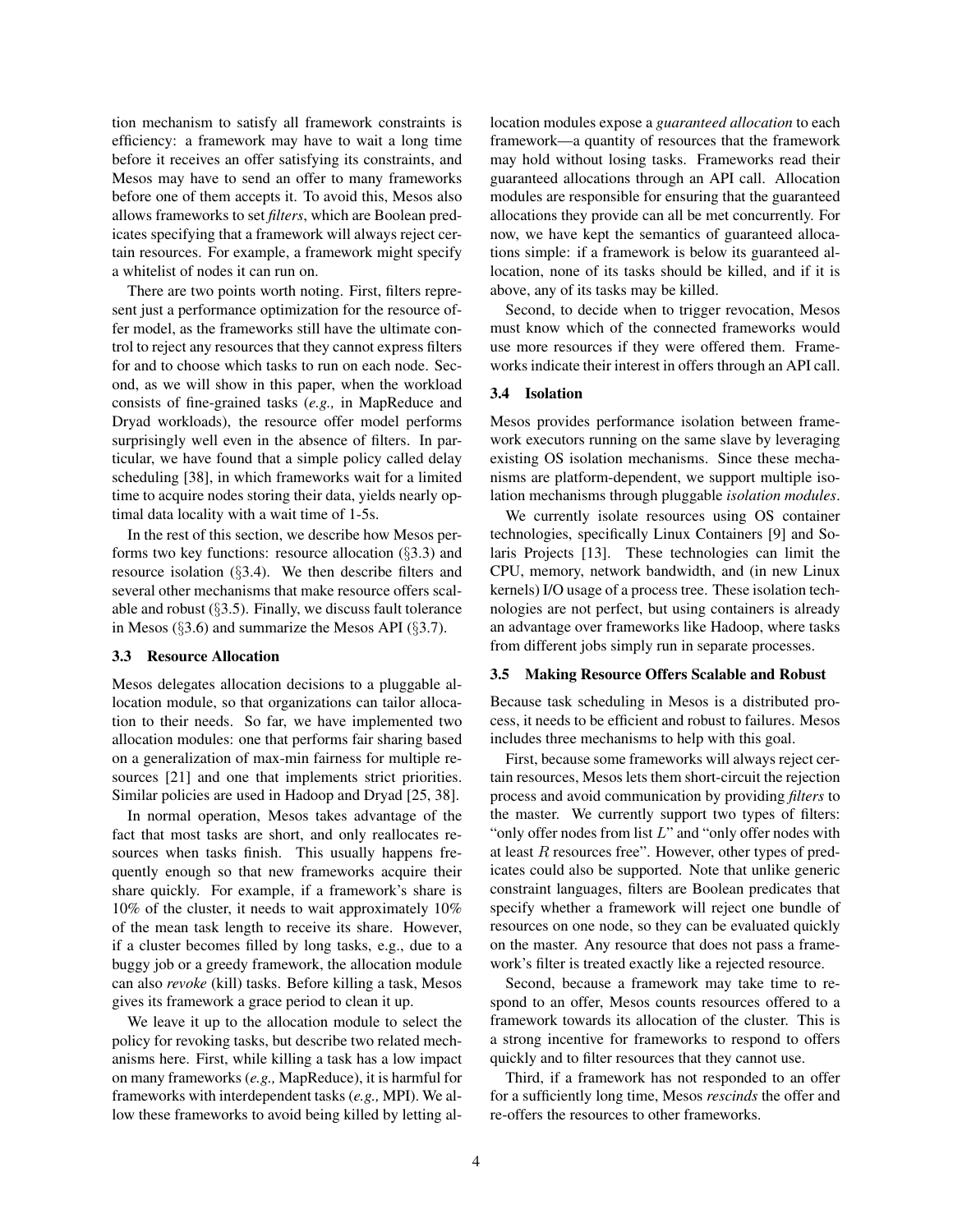tion mechanism to satisfy all framework constraints is efficiency: a framework may have to wait a long time before it receives an offer satisfying its constraints, and Mesos may have to send an offer to many frameworks before one of them accepts it. To avoid this, Mesos also allows frameworks to set *filters*, which are Boolean predicates specifying that a framework will always reject certain resources. For example, a framework might specify a whitelist of nodes it can run on.

There are two points worth noting. First, filters represent just a performance optimization for the resource offer model, as the frameworks still have the ultimate control to reject any resources that they cannot express filters for and to choose which tasks to run on each node. Second, as we will show in this paper, when the workload consists of fine-grained tasks (*e.g.,* in MapReduce and Dryad workloads), the resource offer model performs surprisingly well even in the absence of filters. In particular, we have found that a simple policy called delay scheduling [38], in which frameworks wait for a limited time to acquire nodes storing their data, yields nearly optimal data locality with a wait time of 1-5s.

In the rest of this section, we describe how Mesos performs two key functions: resource allocation (§3.3) and resource isolation (§3.4). We then describe filters and several other mechanisms that make resource offers scalable and robust (§3.5). Finally, we discuss fault tolerance in Mesos (§3.6) and summarize the Mesos API (§3.7).

### 3.3 Resource Allocation

Mesos delegates allocation decisions to a pluggable allocation module, so that organizations can tailor allocation to their needs. So far, we have implemented two allocation modules: one that performs fair sharing based on a generalization of max-min fairness for multiple resources [21] and one that implements strict priorities. Similar policies are used in Hadoop and Dryad [25, 38].

In normal operation, Mesos takes advantage of the fact that most tasks are short, and only reallocates resources when tasks finish. This usually happens frequently enough so that new frameworks acquire their share quickly. For example, if a framework's share is 10% of the cluster, it needs to wait approximately 10% of the mean task length to receive its share. However, if a cluster becomes filled by long tasks, e.g., due to a buggy job or a greedy framework, the allocation module can also *revoke* (kill) tasks. Before killing a task, Mesos gives its framework a grace period to clean it up.

We leave it up to the allocation module to select the policy for revoking tasks, but describe two related mechanisms here. First, while killing a task has a low impact on many frameworks (*e.g.,* MapReduce), it is harmful for frameworks with interdependent tasks (*e.g.,* MPI). We allow these frameworks to avoid being killed by letting allocation modules expose a *guaranteed allocation* to each framework—a quantity of resources that the framework may hold without losing tasks. Frameworks read their guaranteed allocations through an API call. Allocation modules are responsible for ensuring that the guaranteed allocations they provide can all be met concurrently. For now, we have kept the semantics of guaranteed allocations simple: if a framework is below its guaranteed allocation, none of its tasks should be killed, and if it is above, any of its tasks may be killed.

Second, to decide when to trigger revocation, Mesos must know which of the connected frameworks would use more resources if they were offered them. Frameworks indicate their interest in offers through an API call.

### 3.4 Isolation

Mesos provides performance isolation between framework executors running on the same slave by leveraging existing OS isolation mechanisms. Since these mechanisms are platform-dependent, we support multiple isolation mechanisms through pluggable *isolation modules*.

We currently isolate resources using OS container technologies, specifically Linux Containers [9] and Solaris Projects [13]. These technologies can limit the CPU, memory, network bandwidth, and (in new Linux kernels) I/O usage of a process tree. These isolation technologies are not perfect, but using containers is already an advantage over frameworks like Hadoop, where tasks from different jobs simply run in separate processes.

### 3.5 Making Resource Offers Scalable and Robust

Because task scheduling in Mesos is a distributed process, it needs to be efficient and robust to failures. Mesos includes three mechanisms to help with this goal.

First, because some frameworks will always reject certain resources, Mesos lets them short-circuit the rejection process and avoid communication by providing ***filters*** to the master. We currently support two types of filters: "only offer nodes from list $L$" and "only offer nodes with at least $R$ resources free". However, other types of predicates could also be supported. Note that unlike generic constraint languages, filters are Boolean predicates that specify whether a framework will reject one bundle of resources on one node, so they can be evaluated quickly on the master. Any resource that does not pass a framework's filter is treated exactly like a rejected resource.

Second, because a framework may take time to respond to an offer, Mesos counts resources offered to a framework towards its allocation of the cluster. This is a strong incentive for frameworks to respond to offers quickly and to filter resources that they cannot use.

Third, if a framework has not responded to an offer for a sufficiently long time, Mesos *rescinds* the offer and re-offers the resources to other frameworks.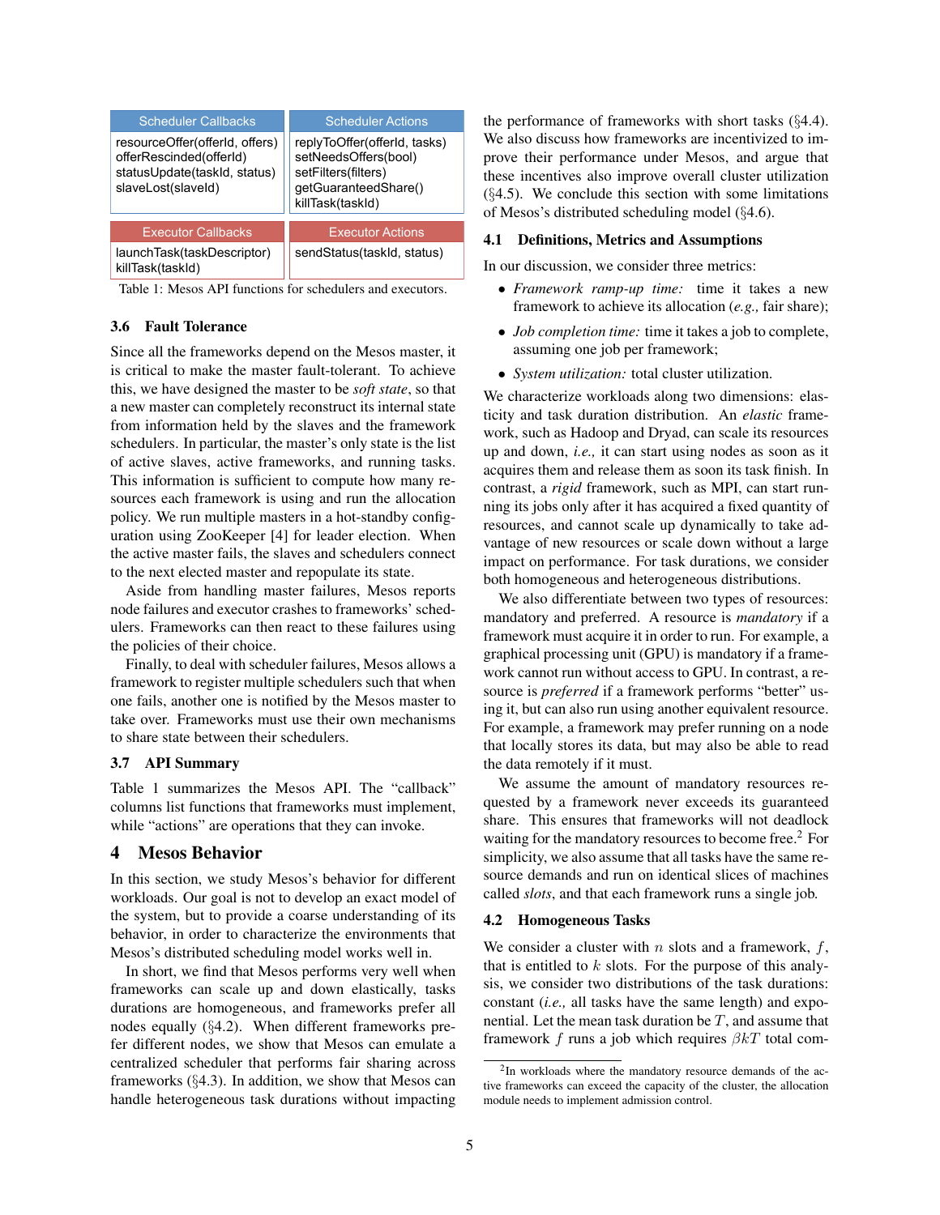| Scheduler Callbacks | Scheduler Actions |
|---|---|
| resourceOffer(offerId, offers)<br>offerRescinded(offerId)<br>statusUpdate(taskId, status)<br>slaveLost(slaveId) | replyToOffer(offerId, tasks)<br>setNeedsOffers(bool)<br>setFilters(filters)<br>getGuaranteedShare()<br>killTask(taskId) |

| Executor Callbacks | Executor Actions |
|---|---|
| launchTask(taskDescriptor)<br>killTask(taskId) | sendStatus(taskId, status) |

Table 1: Mesos API functions for schedulers and executors.

### 3.6 Fault Tolerance

Since all the frameworks depend on the Mesos master, it is critical to make the master fault-tolerant. To achieve this, we have designed the master to be *soft state*, so that a new master can completely reconstruct its internal state from information held by the slaves and the framework schedulers. In particular, the master's only state is the list of active slaves, active frameworks, and running tasks. This information is sufficient to compute how many resources each framework is using and run the allocation policy. We run multiple masters in a hot-standby configuration using ZooKeeper [4] for leader election. When the active master fails, the slaves and schedulers connect to the next elected master and repopulate its state.

Aside from handling master failures, Mesos reports node failures and executor crashes to frameworks' schedulers. Frameworks can then react to these failures using the policies of their choice.

Finally, to deal with scheduler failures, Mesos allows a framework to register multiple schedulers such that when one fails, another one is notified by the Mesos master to take over. Frameworks must use their own mechanisms to share state between their schedulers.

### 3.7 API Summary

Table 1 summarizes the Mesos API. The "callback" columns list functions that frameworks must implement, while "actions" are operations that they can invoke.

## 4 Mesos Behavior

In this section, we study Mesos's behavior for different workloads. Our goal is not to develop an exact model of the system, but to provide a coarse understanding of its behavior, in order to characterize the environments that Mesos's distributed scheduling model works well in.

In short, we find that Mesos performs very well when frameworks can scale up and down elastically, tasks durations are homogeneous, and frameworks prefer all nodes equally (§4.2). When different frameworks prefer different nodes, we show that Mesos can emulate a centralized scheduler that performs fair sharing across frameworks (§4.3). In addition, we show that Mesos can handle heterogeneous task durations without impacting the performance of frameworks with short tasks (§4.4). We also discuss how frameworks are incentivized to improve their performance under Mesos, and argue that these incentives also improve overall cluster utilization (§4.5). We conclude this section with some limitations of Mesos's distributed scheduling model (§4.6).

### 4.1 Definitions, Metrics and Assumptions

In our discussion, we consider three metrics:

- *Framework ramp-up time:* time it takes a new framework to achieve its allocation (*e.g.,* fair share);
- *Job completion time:* time it takes a job to complete, assuming one job per framework;
- *System utilization:* total cluster utilization.

We characterize workloads along two dimensions: elasticity and task duration distribution. An *elastic* framework, such as Hadoop and Dryad, can scale its resources up and down, *i.e.,* it can start using nodes as soon as it acquires them and release them as soon its task finish. In contrast, a *rigid* framework, such as MPI, can start running its jobs only after it has acquired a fixed quantity of resources, and cannot scale up dynamically to take advantage of new resources or scale down without a large impact on performance. For task durations, we consider both homogeneous and heterogeneous distributions.

We also differentiate between two types of resources: mandatory and preferred. A resource is *mandatory* if a framework must acquire it in order to run. For example, a graphical processing unit (GPU) is mandatory if a framework cannot run without access to GPU. In contrast, a resource is *preferred* if a framework performs "better" using it, but can also run using another equivalent resource. For example, a framework may prefer running on a node that locally stores its data, but may also be able to read the data remotely if it must.

We assume the amount of mandatory resources requested by a framework never exceeds its guaranteed share. This ensures that frameworks will not deadlock waiting for the mandatory resources to become free.[2] For simplicity, we also assume that all tasks have the same resource demands and run on identical slices of machines called *slots*, and that each framework runs a single job.

### 4.2 Homogeneous Tasks

We consider a cluster with $n$ slots and a framework, $f$, that is entitled to $k$ slots. For the purpose of this analysis, we consider two distributions of the task durations: constant (*i.e.,* all tasks have the same length) and exponential. Let the mean task duration be $T$, and assume that framework $f$ runs a job which requires $\beta kT$ total com-

[2] In workloads where the mandatory resource demands of the active frameworks can exceed the capacity of the cluster, the allocation module needs to implement admission control.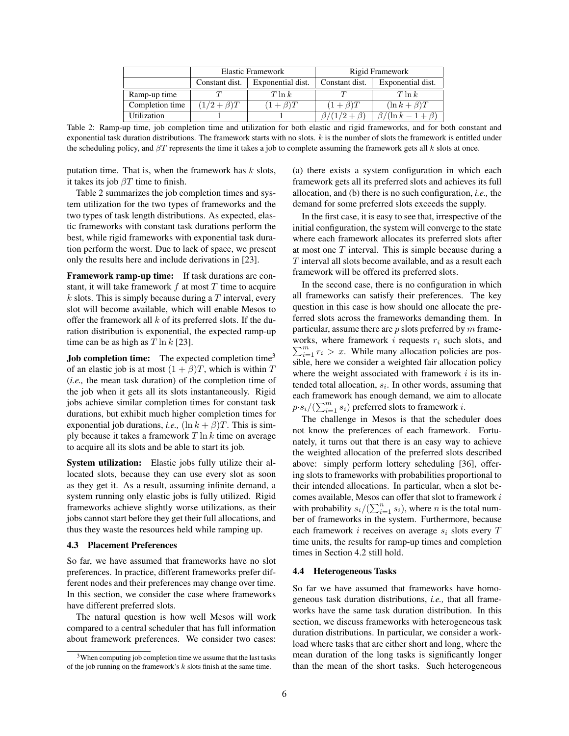| | Elastic Framework | | Rigid Framework | |
|---|---|---|---|---|
| | Constant dist. | Exponential dist. | Constant dist. | Exponential dist. |
| Ramp-up time | $T$ | $T \ln k$ | $T$ | $T \ln k$ |
| Completion time | $(1/2+\beta)T$ | $(1+\beta)T$ | $(1+\beta)T$ | $(\ln k+\beta)T$ |
| Utilization | 1 | 1 | $\beta/(1/2+\beta)$ | $\beta/(\ln k - 1+\beta)$ |

Table 2: Ramp-up time, job completion time and utilization for both elastic and rigid frameworks, and for both constant and exponential task duration distributions. The framework starts with no slots. $k$ is the number of slots the framework is entitled under the scheduling policy, and $\beta T$ represents the time it takes a job to complete assuming the framework gets all $k$ slots at once.

putation time. That is, when the framework has $k$ slots, it takes its job $\beta T$ time to finish.

Table 2 summarizes the job completion times and system utilization for the two types of frameworks and the two types of task length distributions. As expected, elastic frameworks with constant task durations perform the best, while rigid frameworks with exponential task duration perform the worst. Due to lack of space, we present only the results here and include derivations in [23].

**Framework ramp-up time:** If task durations are constant, it will take framework $f$ at most $T$ time to acquire $k$ slots. This is simply because during a $T$ interval, every slot will become available, which will enable Mesos to offer the framework all $k$ of its preferred slots. If the duration distribution is exponential, the expected ramp-up time can be as high as $T \ln k$ [23].

**Job completion time:** The expected completion time[3] of an elastic job is at most $(1+\beta)T$, which is within $T$ (*i.e.,* the mean task duration) of the completion time of the job when it gets all its slots instantaneously. Rigid jobs achieve similar completion times for constant task durations, but exhibit much higher completion times for exponential job durations, *i.e.,* $(\ln k+\beta)T$. This is simply because it takes a framework $T \ln k$ time on average to acquire all its slots and be able to start its job.

**System utilization:** Elastic jobs fully utilize their allocated slots, because they can use every slot as soon as they get it. As a result, assuming infinite demand, a system running only elastic jobs is fully utilized. Rigid frameworks achieve slightly worse utilizations, as their jobs cannot start before they get their full allocations, and thus they waste the resources held while ramping up.

### 4.3 Placement Preferences

So far, we have assumed that frameworks have no slot preferences. In practice, different frameworks prefer different nodes and their preferences may change over time. In this section, we consider the case where frameworks have different preferred slots.

The natural question is how well Mesos will work compared to a central scheduler that has full information about framework preferences. We consider two cases: (a) there exists a system configuration in which each framework gets all its preferred slots and achieves its full allocation, and (b) there is no such configuration, *i.e.,* the demand for some preferred slots exceeds the supply.

In the first case, it is easy to see that, irrespective of the initial configuration, the system will converge to the state where each framework allocates its preferred slots after at most one $T$ interval. This is simple because during a $T$ interval all slots become available, and as a result each framework will be offered its preferred slots.

In the second case, there is no configuration in which all frameworks can satisfy their preferences. The key question in this case is how should one allocate the preferred slots across the frameworks demanding them. In particular, assume there are $p$ slots preferred by $m$ frameworks, where framework $i$ requests $r_i$ such slots, and $\sum_{i=1}^{m} r_i > x$. While many allocation policies are possible, here we consider a weighted fair allocation policy where the weight associated with framework $i$ is its intended total allocation, $s_i$. In other words, assuming that each framework has enough demand, we aim to allocate $p \cdot s_i/(\sum_{i=1}^{m} s_i)$ preferred slots to framework $i$.

The challenge in Mesos is that the scheduler does not know the preferences of each framework. Fortunately, it turns out that there is an easy way to achieve the weighted allocation of the preferred slots described above: simply perform lottery scheduling [36], offering slots to frameworks with probabilities proportional to their intended allocations. In particular, when a slot becomes available, Mesos can offer that slot to framework $i$ with probability $s_i/(\sum_{i=1}^{n} s_i)$, where $n$ is the total number of frameworks in the system. Furthermore, because each framework $i$ receives on average $s_i$ slots every $T$ time units, the results for ramp-up times and completion times in Section 4.2 still hold.

### 4.4 Heterogeneous Tasks

So far we have assumed that frameworks have homogeneous task duration distributions, *i.e.,* that all frameworks have the same task duration distribution. In this section, we discuss frameworks with heterogeneous task duration distributions. In particular, we consider a workload where tasks that are either short and long, where the mean duration of the long tasks is significantly longer than the mean of the short tasks. Such heterogeneous

[3] When computing job completion time we assume that the last tasks of the job running on the framework's $k$ slots finish at the same time.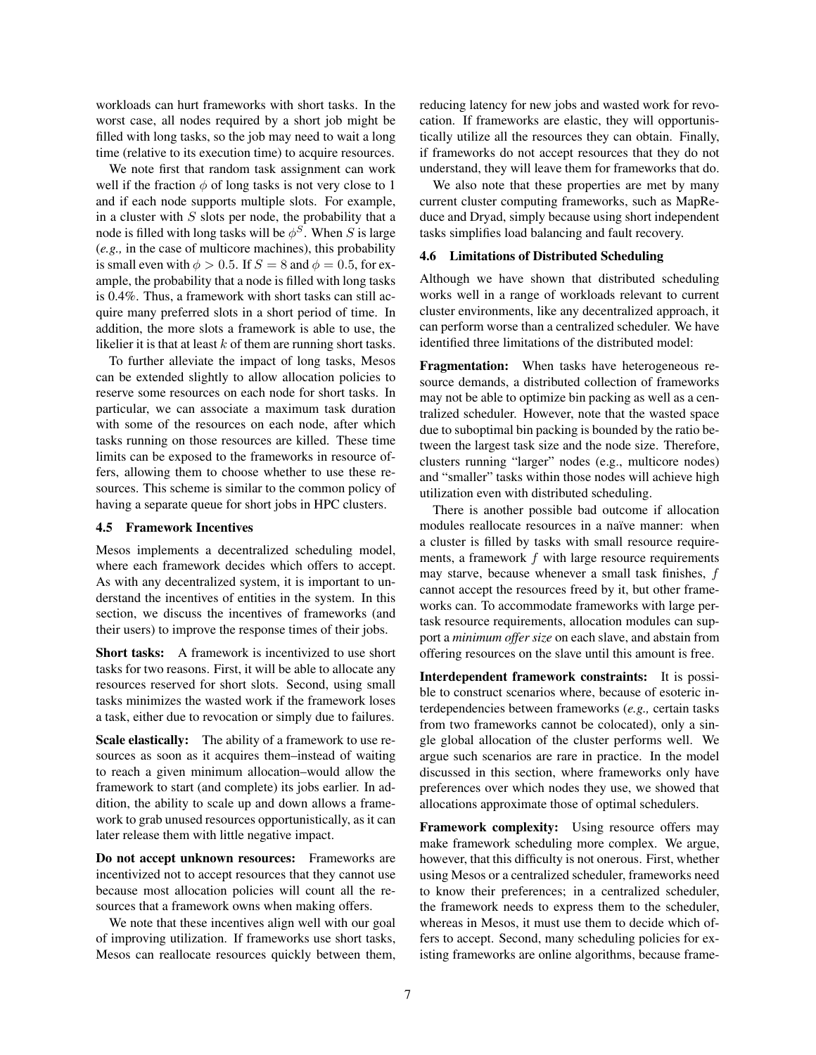workloads can hurt frameworks with short tasks. In the worst case, all nodes required by a short job might be filled with long tasks, so the job may need to wait a long time (relative to its execution time) to acquire resources.

We note first that random task assignment can work well if the fraction $\phi$ of long tasks is not very close to 1 and if each node supports multiple slots. For example, in a cluster with $S$ slots per node, the probability that a node is filled with long tasks will be $\phi^S$. When $S$ is large (*e.g.,* in the case of multicore machines), this probability is small even with $\phi > 0.5$. If $S = 8$ and $\phi = 0.5$, for example, the probability that a node is filled with long tasks is 0.4%. Thus, a framework with short tasks can still acquire many preferred slots in a short period of time. In addition, the more slots a framework is able to use, the likelier it is that at least $k$ of them are running short tasks.

To further alleviate the impact of long tasks, Mesos can be extended slightly to allow allocation policies to reserve some resources on each node for short tasks. In particular, we can associate a maximum task duration with some of the resources on each node, after which tasks running on those resources are killed. These time limits can be exposed to the frameworks in resource offers, allowing them to choose whether to use these resources. This scheme is similar to the common policy of having a separate queue for short jobs in HPC clusters.

### 4.5 Framework Incentives

Mesos implements a decentralized scheduling model, where each framework decides which offers to accept. As with any decentralized system, it is important to understand the incentives of entities in the system. In this section, we discuss the incentives of frameworks (and their users) to improve the response times of their jobs.

**Short tasks:** A framework is incentivized to use short tasks for two reasons. First, it will be able to allocate any resources reserved for short slots. Second, using small tasks minimizes the wasted work if the framework loses a task, either due to revocation or simply due to failures.

**Scale elastically:** The ability of a framework to use resources as soon as it acquires them–instead of waiting to reach a given minimum allocation–would allow the framework to start (and complete) its jobs earlier. In addition, the ability to scale up and down allows a framework to grab unused resources opportunistically, as it can later release them with little negative impact.

**Do not accept unknown resources:** Frameworks are incentivized not to accept resources that they cannot use because most allocation policies will count all the resources that a framework owns when making offers.

We note that these incentives align well with our goal of improving utilization. If frameworks use short tasks, Mesos can reallocate resources quickly between them, reducing latency for new jobs and wasted work for revocation. If frameworks are elastic, they will opportunistically utilize all the resources they can obtain. Finally, if frameworks do not accept resources that they do not understand, they will leave them for frameworks that do.

We also note that these properties are met by many current cluster computing frameworks, such as MapReduce and Dryad, simply because using short independent tasks simplifies load balancing and fault recovery.

### 4.6 Limitations of Distributed Scheduling

Although we have shown that distributed scheduling works well in a range of workloads relevant to current cluster environments, like any decentralized approach, it can perform worse than a centralized scheduler. We have identified three limitations of the distributed model:

**Fragmentation:** When tasks have heterogeneous resource demands, a distributed collection of frameworks may not be able to optimize bin packing as well as a centralized scheduler. However, note that the wasted space due to suboptimal bin packing is bounded by the ratio between the largest task size and the node size. Therefore, clusters running "larger" nodes (e.g., multicore nodes) and "smaller" tasks within those nodes will achieve high utilization even with distributed scheduling.

There is another possible bad outcome if allocation modules reallocate resources in a naïve manner: when a cluster is filled by tasks with small resource requirements, a framework $f$ with large resource requirements may starve, because whenever a small task finishes, $f$ cannot accept the resources freed by it, but other frameworks can. To accommodate frameworks with large per-task resource requirements, allocation modules can support a *minimum offer size* on each slave, and abstain from offering resources on the slave until this amount is free.

**Interdependent framework constraints:** It is possible to construct scenarios where, because of esoteric interdependencies between frameworks (*e.g.,* certain tasks from two frameworks cannot be colocated), only a single global allocation of the cluster performs well. We argue such scenarios are rare in practice. In the model discussed in this section, where frameworks only have preferences over which nodes they use, we showed that allocations approximate those of optimal schedulers.

**Framework complexity:** Using resource offers may make framework scheduling more complex. We argue, however, that this difficulty is not onerous. First, whether using Mesos or a centralized scheduler, frameworks need to know their preferences; in a centralized scheduler, the framework needs to express them to the scheduler, whereas in Mesos, it must use them to decide which offers to accept. Second, many scheduling policies for existing frameworks are online algorithms, because frame-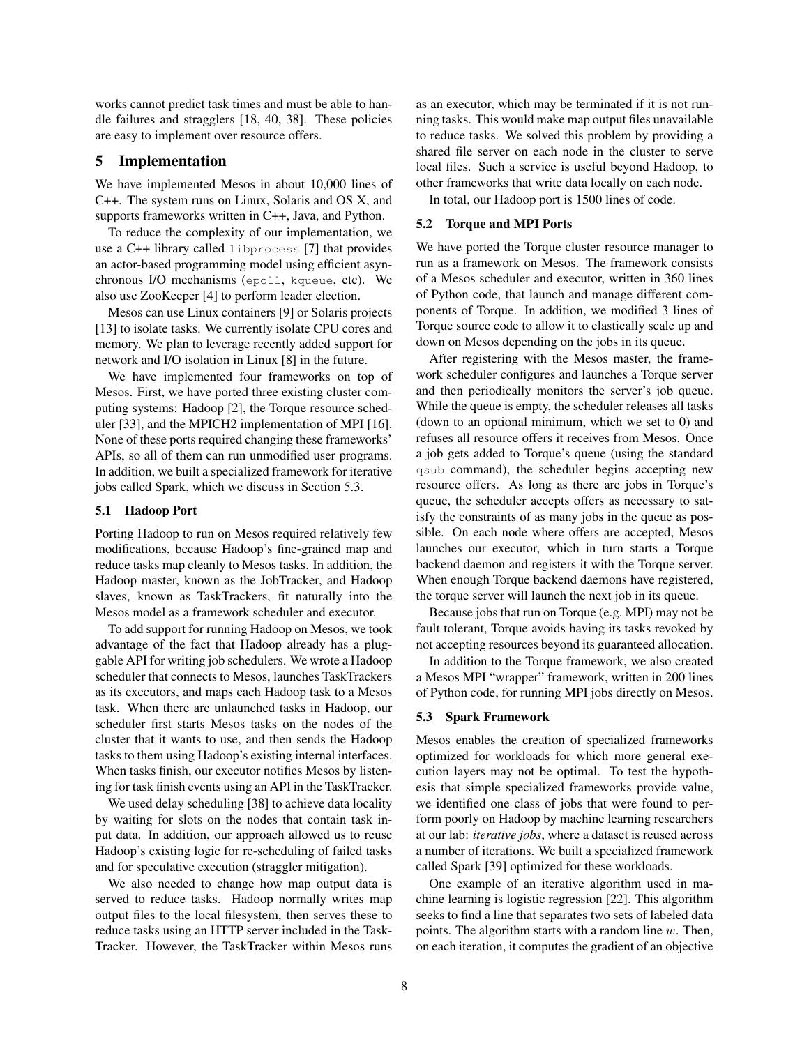works cannot predict task times and must be able to handle failures and stragglers [18, 40, 38]. These policies are easy to implement over resource offers.

## 5 Implementation

We have implemented Mesos in about 10,000 lines of C++. The system runs on Linux, Solaris and OS X, and supports frameworks written in C++, Java, and Python.

To reduce the complexity of our implementation, we use a C++ library called `libprocess` [7] that provides an actor-based programming model using efficient asynchronous I/O mechanisms (`epoll`, `kqueue`, etc). We also use ZooKeeper [4] to perform leader election.

Mesos can use Linux containers [9] or Solaris projects [13] to isolate tasks. We currently isolate CPU cores and memory. We plan to leverage recently added support for network and I/O isolation in Linux [8] in the future.

We have implemented four frameworks on top of Mesos. First, we have ported three existing cluster computing systems: Hadoop [2], the Torque resource scheduler [33], and the MPICH2 implementation of MPI [16]. None of these ports required changing these frameworks' APIs, so all of them can run unmodified user programs. In addition, we built a specialized framework for iterative jobs called Spark, which we discuss in Section 5.3.

### 5.1 Hadoop Port

Porting Hadoop to run on Mesos required relatively few modifications, because Hadoop's fine-grained map and reduce tasks map cleanly to Mesos tasks. In addition, the Hadoop master, known as the JobTracker, and Hadoop slaves, known as TaskTrackers, fit naturally into the Mesos model as a framework scheduler and executor.

To add support for running Hadoop on Mesos, we took advantage of the fact that Hadoop already has a pluggable API for writing job schedulers. We wrote a Hadoop scheduler that connects to Mesos, launches TaskTrackers as its executors, and maps each Hadoop task to a Mesos task. When there are unlaunched tasks in Hadoop, our scheduler first starts Mesos tasks on the nodes of the cluster that it wants to use, and then sends the Hadoop tasks to them using Hadoop's existing internal interfaces. When tasks finish, our executor notifies Mesos by listening for task finish events using an API in the TaskTracker.

We used delay scheduling [38] to achieve data locality by waiting for slots on the nodes that contain task input data. In addition, our approach allowed us to reuse Hadoop's existing logic for re-scheduling of failed tasks and for speculative execution (straggler mitigation).

We also needed to change how map output data is served to reduce tasks. Hadoop normally writes map output files to the local filesystem, then serves these to reduce tasks using an HTTP server included in the TaskTracker. However, the TaskTracker within Mesos runs as an executor, which may be terminated if it is not running tasks. This would make map output files unavailable to reduce tasks. We solved this problem by providing a shared file server on each node in the cluster to serve local files. Such a service is useful beyond Hadoop, to other frameworks that write data locally on each node.

In total, our Hadoop port is 1500 lines of code.

### 5.2 Torque and MPI Ports

We have ported the Torque cluster resource manager to run as a framework on Mesos. The framework consists of a Mesos scheduler and executor, written in 360 lines of Python code, that launch and manage different components of Torque. In addition, we modified 3 lines of Torque source code to allow it to elastically scale up and down on Mesos depending on the jobs in its queue.

After registering with the Mesos master, the framework scheduler configures and launches a Torque server and then periodically monitors the server's job queue. While the queue is empty, the scheduler releases all tasks (down to an optional minimum, which we set to 0) and refuses all resource offers it receives from Mesos. Once a job gets added to Torque's queue (using the standard `qsub` command), the scheduler begins accepting new resource offers. As long as there are jobs in Torque's queue, the scheduler accepts offers as necessary to satisfy the constraints of as many jobs in the queue as possible. On each node where offers are accepted, Mesos launches our executor, which in turn starts a Torque backend daemon and registers it with the Torque server. When enough Torque backend daemons have registered, the torque server will launch the next job in its queue.

Because jobs that run on Torque (e.g. MPI) may not be fault tolerant, Torque avoids having its tasks revoked by not accepting resources beyond its guaranteed allocation.

In addition to the Torque framework, we also created a Mesos MPI "wrapper" framework, written in 200 lines of Python code, for running MPI jobs directly on Mesos.

### 5.3 Spark Framework

Mesos enables the creation of specialized frameworks optimized for workloads for which more general execution layers may not be optimal. To test the hypothesis that simple specialized frameworks provide value, we identified one class of jobs that were found to perform poorly on Hadoop by machine learning researchers at our lab: *iterative jobs*, where a dataset is reused across a number of iterations. We built a specialized framework called Spark [39] optimized for these workloads.

One example of an iterative algorithm used in machine learning is logistic regression [22]. This algorithm seeks to find a line that separates two sets of labeled data points. The algorithm starts with a random line $w$. Then, on each iteration, it computes the gradient of an objective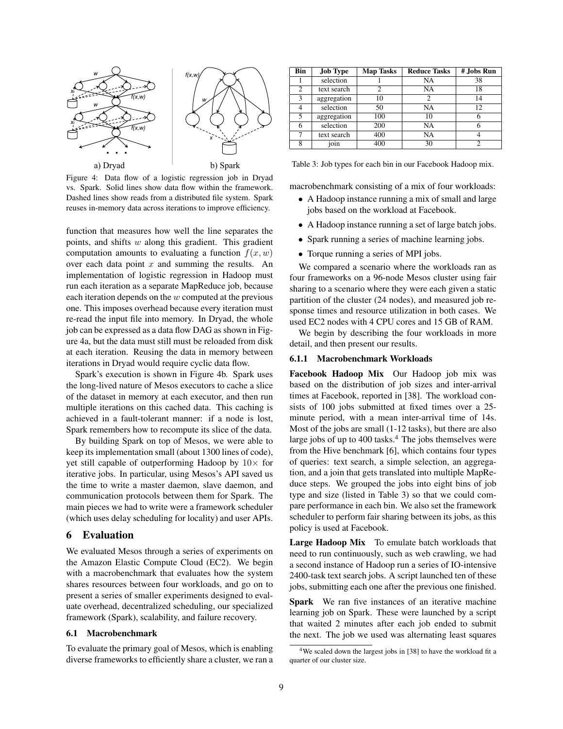a) Dryad b) Spark

Figure 4: Data flow of a logistic regression job in Dryad vs. Spark. Solid lines show data flow within the framework. Dashed lines show reads from a distributed file system. Spark reuses in-memory data across iterations to improve efficiency.

function that measures how well the line separates the points, and shifts $w$ along this gradient. This gradient computation amounts to evaluating a function $f(x, w)$ over each data point $x$ and summing the results. An implementation of logistic regression in Hadoop must run each iteration as a separate MapReduce job, because each iteration depends on the $w$ computed at the previous one. This imposes overhead because every iteration must re-read the input file into memory. In Dryad, the whole job can be expressed as a data flow DAG as shown in Figure 4a, but the data must still must be reloaded from disk at each iteration. Reusing the data in memory between iterations in Dryad would require cyclic data flow.

Spark's execution is shown in Figure 4b. Spark uses the long-lived nature of Mesos executors to cache a slice of the dataset in memory at each executor, and then run multiple iterations on this cached data. This caching is achieved in a fault-tolerant manner: if a node is lost, Spark remembers how to recompute its slice of the data.

By building Spark on top of Mesos, we were able to keep its implementation small (about 1300 lines of code), yet still capable of outperforming Hadoop by $10\times$ for iterative jobs. In particular, using Mesos's API saved us the time to write a master daemon, slave daemon, and communication protocols between them for Spark. The main pieces we had to write were a framework scheduler (which uses delay scheduling for locality) and user APIs.

# 6 Evaluation

We evaluated Mesos through a series of experiments on the Amazon Elastic Compute Cloud (EC2). We begin with a macrobenchmark that evaluates how the system shares resources between four workloads, and go on to present a series of smaller experiments designed to evaluate overhead, decentralized scheduling, our specialized framework (Spark), scalability, and failure recovery.

## 6.1 Macrobenchmark

To evaluate the primary goal of Mesos, which is enabling diverse frameworks to efficiently share a cluster, we ran a macrobenchmark consisting of a mix of four workloads:

- A Hadoop instance running a mix of small and large jobs based on the workload at Facebook.
- A Hadoop instance running a set of large batch jobs.
- Spark running a series of machine learning jobs.
- Torque running a series of MPI jobs.

| Bin | Job Type | Map Tasks | Reduce Tasks | # Jobs Run |
|---|---|---|---|---|
| 1 | selection | 1 | NA | 38 |
| 2 | text search | 2 | NA | 18 |
| 3 | aggregation | 10 | 2 | 14 |
| 4 | selection | 50 | NA | 12 |
| 5 | aggregation | 100 | 10 | 6 |
| 6 | selection | 200 | NA | 6 |
| 7 | text search | 400 | NA | 4 |
| 8 | join | 400 | 30 | 2 |

Table 3: Job types for each bin in our Facebook Hadoop mix.

We compared a scenario where the workloads ran as four frameworks on a 96-node Mesos cluster using fair sharing to a scenario where they were each given a static partition of the cluster (24 nodes), and measured job response times and resource utilization in both cases. We used EC2 nodes with 4 CPU cores and 15 GB of RAM.

We begin by describing the four workloads in more detail, and then present our results.

### 6.1.1 Macrobenchmark Workloads

**Facebook Hadoop Mix** Our Hadoop job mix was based on the distribution of job sizes and inter-arrival times at Facebook, reported in [38]. The workload consists of 100 jobs submitted at fixed times over a 25-minute period, with a mean inter-arrival time of 14s. Most of the jobs are small (1-12 tasks), but there are also large jobs of up to 400 tasks.[4] The jobs themselves were from the Hive benchmark [6], which contains four types of queries: text search, a simple selection, an aggregation, and a join that gets translated into multiple MapReduce steps. We grouped the jobs into eight bins of job type and size (listed in Table 3) so that we could compare performance in each bin. We also set the framework scheduler to perform fair sharing between its jobs, as this policy is used at Facebook.

**Large Hadoop Mix** To emulate batch workloads that need to run continuously, such as web crawling, we had a second instance of Hadoop run a series of IO-intensive 2400-task text search jobs. A script launched ten of these jobs, submitting each one after the previous one finished.

**Spark** We ran five instances of an iterative machine learning job on Spark. These were launched by a script that waited 2 minutes after each job ended to submit the next. The job we used was alternating least squares

[4] We scaled down the largest jobs in [38] to have the workload fit a quarter of our cluster size.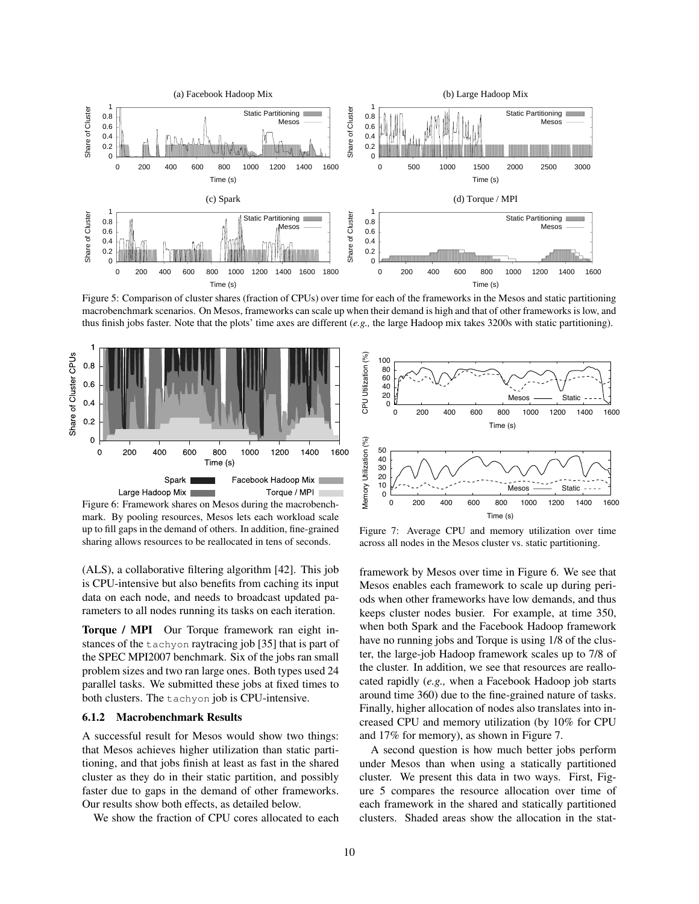Figure 5: Comparison of cluster shares (fraction of CPUs) over time for each of the frameworks in the Mesos and static partitioning macrobenchmark scenarios. On Mesos, frameworks can scale up when their demand is high and that of other frameworks is low, and thus finish jobs faster. Note that the plots' time axes are different (*e.g.,* the large Hadoop mix takes 3200s with static partitioning).

Figure 6: Framework shares on Mesos during the macrobenchmark. By pooling resources, Mesos lets each workload scale up to fill gaps in the demand of others. In addition, fine-grained sharing allows resources to be reallocated in tens of seconds.

Figure 7: Average CPU and memory utilization over time across all nodes in the Mesos cluster vs. static partitioning.

(ALS), a collaborative filtering algorithm [42]. This job is CPU-intensive but also benefits from caching its input data on each node, and needs to broadcast updated parameters to all nodes running its tasks on each iteration.

**Torque / MPI** Our Torque framework ran eight instances of the `tachyon` raytracing job [35] that is part of the SPEC MPI2007 benchmark. Six of the jobs ran small problem sizes and two ran large ones. Both types used 24 parallel tasks. We submitted these jobs at fixed times to both clusters. The `tachyon` job is CPU-intensive.

### 6.1.2 Macrobenchmark Results

A successful result for Mesos would show two things: that Mesos achieves higher utilization than static partitioning, and that jobs finish at least as fast in the shared cluster as they do in their static partition, and possibly faster due to gaps in the demand of other frameworks. Our results show both effects, as detailed below.

We show the fraction of CPU cores allocated to each framework by Mesos over time in Figure 6. We see that Mesos enables each framework to scale up during periods when other frameworks have low demands, and thus keeps cluster nodes busier. For example, at time 350, when both Spark and the Facebook Hadoop framework have no running jobs and Torque is using 1/8 of the cluster, the large-job Hadoop framework scales up to 7/8 of the cluster. In addition, we see that resources are reallocated rapidly (*e.g.,* when a Facebook Hadoop job starts around time 360) due to the fine-grained nature of tasks. Finally, higher allocation of nodes also translates into increased CPU and memory utilization (by 10% for CPU and 17% for memory), as shown in Figure 7.

A second question is how much better jobs perform under Mesos than when using a statically partitioned cluster. We present this data in two ways. First, Figure 5 compares the resource allocation over time of each framework in the shared and statically partitioned clusters. Shaded areas show the allocation in the stat-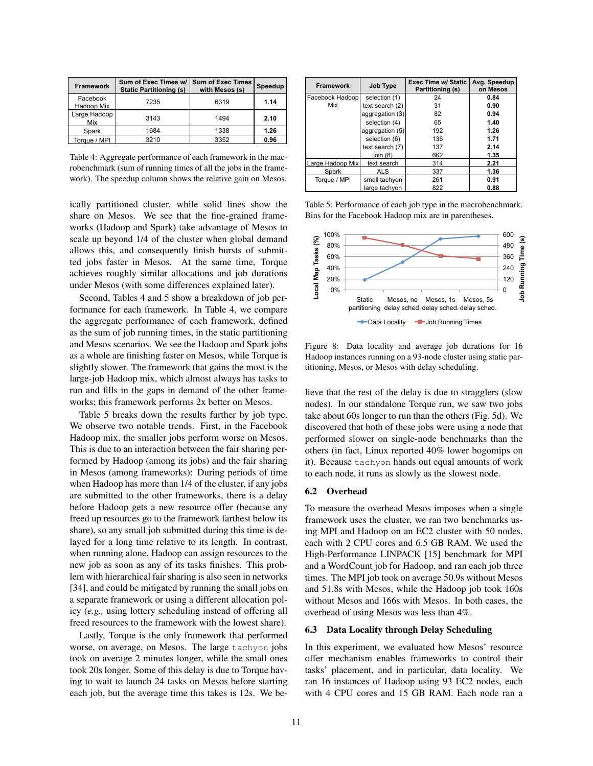| Framework | Sum of Exec Times w/ Static Partitioning (s) | Sum of Exec Times with Mesos (s) | Speedup |
|---|---|---|---|
| Facebook Hadoop Mix | 7235 | 6319 | **1.14** |
| Large Hadoop Mix | 3143 | 1494 | **2.10** |
| Spark | 1684 | 1338 | **1.26** |
| Torque / MPI | 3210 | 3352 | **0.96** |

Table 4: Aggregate performance of each framework in the macrobenchmark (sum of running times of all the jobs in the framework). The speedup column shows the relative gain on Mesos.

ically partitioned cluster, while solid lines show the share on Mesos. We see that the fine-grained frameworks (Hadoop and Spark) take advantage of Mesos to scale up beyond 1/4 of the cluster when global demand allows this, and consequently finish bursts of submitted jobs faster in Mesos. At the same time, Torque achieves roughly similar allocations and job durations under Mesos (with some differences explained later).

Second, Tables 4 and 5 show a breakdown of job performance for each framework. In Table 4, we compare the aggregate performance of each framework, defined as the sum of job running times, in the static partitioning and Mesos scenarios. We see the Hadoop and Spark jobs as a whole are finishing faster on Mesos, while Torque is slightly slower. The framework that gains the most is the large-job Hadoop mix, which almost always has tasks to run and fills in the gaps in demand of the other frameworks; this framework performs 2x better on Mesos.

Table 5 breaks down the results further by job type. We observe two notable trends. First, in the Facebook Hadoop mix, the smaller jobs perform worse on Mesos. This is due to an interaction between the fair sharing performed by Hadoop (among its jobs) and the fair sharing in Mesos (among frameworks): During periods of time when Hadoop has more than 1/4 of the cluster, if any jobs are submitted to the other frameworks, there is a delay before Hadoop gets a new resource offer (because any freed up resources go to the framework farthest below its share), so any small job submitted during this time is delayed for a long time relative to its length. In contrast, when running alone, Hadoop can assign resources to the new job as soon as any of its tasks finishes. This problem with hierarchical fair sharing is also seen in networks [34], and could be mitigated by running the small jobs on a separate framework or using a different allocation policy (*e.g.,* using lottery scheduling instead of offering all freed resources to the framework with the lowest share).

Lastly, Torque is the only framework that performed worse, on average, on Mesos. The large `tachyon` jobs took on average 2 minutes longer, while the small ones took 20s longer. Some of this delay is due to Torque having to wait to launch 24 tasks on Mesos before starting each job, but the average time this takes is 12s. We believe that the rest of the delay is due to stragglers (slow nodes). In our standalone Torque run, we saw two jobs take about 60s longer to run than the others (Fig. 5d). We discovered that both of these jobs were using a node that performed slower on single-node benchmarks than the others (in fact, Linux reported 40% lower bogomips on it). Because `tachyon` hands out equal amounts of work to each node, it runs as slowly as the slowest node.

| Framework | Job Type | Exec Time w/ Static Partitioning (s) | Avg. Speedup on Mesos |
|---|---|---|---|
| Facebook Hadoop Mix | selection (1) | 24 | **0.84** |
| | text search (2) | 31 | **0.90** |
| | aggregation (3) | 82 | **0.94** |
| | selection (4) | 65 | **1.40** |
| | aggregation (5) | 192 | **1.26** |
| | selection (6) | 136 | **1.71** |
| | text search (7) | 137 | **2.14** |
| | join (8) | 662 | **1.35** |
| Large Hadoop Mix | text search | 314 | **2.21** |
| Spark | ALS | 337 | **1.36** |
| Torque / MPI | small tachyon | 261 | **0.91** |
| | large tachyon | 822 | **0.88** |

Table 5: Performance of each job type in the macrobenchmark. Bins for the Facebook Hadoop mix are in parentheses.

Figure 8: Data locality and average job durations for 16 Hadoop instances running on a 93-node cluster using static partitioning, Mesos, or Mesos with delay scheduling.

### 6.2 Overhead

To measure the overhead Mesos imposes when a single framework uses the cluster, we ran two benchmarks using MPI and Hadoop on an EC2 cluster with 50 nodes, each with 2 CPU cores and 6.5 GB RAM. We used the High-Performance LINPACK [15] benchmark for MPI and a WordCount job for Hadoop, and ran each job three times. The MPI job took on average 50.9s without Mesos and 51.8s with Mesos, while the Hadoop job took 160s without Mesos and 166s with Mesos. In both cases, the overhead of using Mesos was less than 4%.

### 6.3 Data Locality through Delay Scheduling

In this experiment, we evaluated how Mesos' resource offer mechanism enables frameworks to control their tasks' placement, and in particular, data locality. We ran 16 instances of Hadoop using 93 EC2 nodes, each with 4 CPU cores and 15 GB RAM. Each node ran a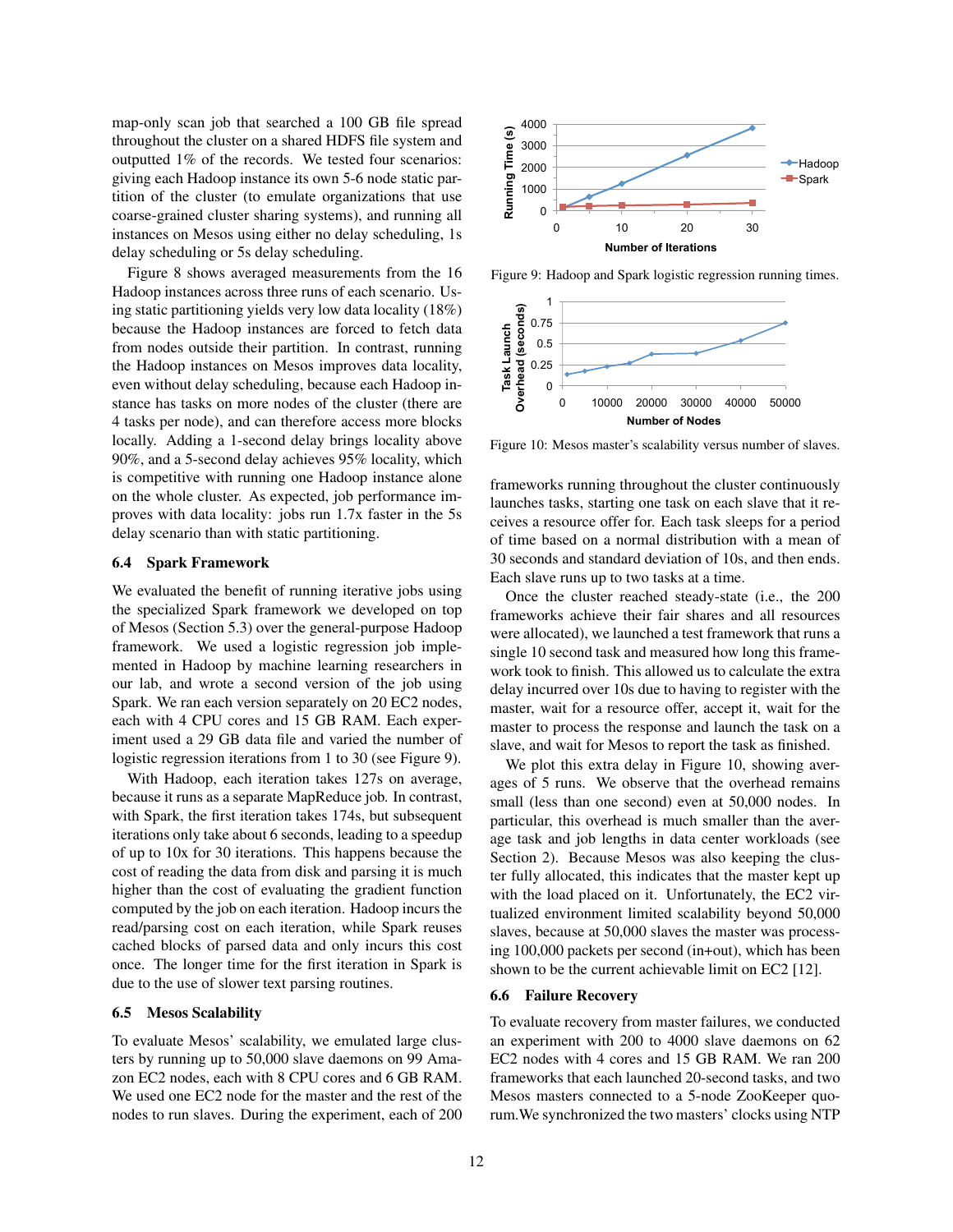map-only scan job that searched a 100 GB file spread throughout the cluster on a shared HDFS file system and outputted 1% of the records. We tested four scenarios: giving each Hadoop instance its own 5-6 node static partition of the cluster (to emulate organizations that use coarse-grained cluster sharing systems), and running all instances on Mesos using either no delay scheduling, 1s delay scheduling or 5s delay scheduling.

Figure 8 shows averaged measurements from the 16 Hadoop instances across three runs of each scenario. Using static partitioning yields very low data locality (18%) because the Hadoop instances are forced to fetch data from nodes outside their partition. In contrast, running the Hadoop instances on Mesos improves data locality, even without delay scheduling, because each Hadoop instance has tasks on more nodes of the cluster (there are 4 tasks per node), and can therefore access more blocks locally. Adding a 1-second delay brings locality above 90%, and a 5-second delay achieves 95% locality, which is competitive with running one Hadoop instance alone on the whole cluster. As expected, job performance improves with data locality: jobs run 1.7x faster in the 5s delay scenario than with static partitioning.

### 6.4 Spark Framework

We evaluated the benefit of running iterative jobs using the specialized Spark framework we developed on top of Mesos (Section 5.3) over the general-purpose Hadoop framework. We used a logistic regression job implemented in Hadoop by machine learning researchers in our lab, and wrote a second version of the job using Spark. We ran each version separately on 20 EC2 nodes, each with 4 CPU cores and 15 GB RAM. Each experiment used a 29 GB data file and varied the number of logistic regression iterations from 1 to 30 (see Figure 9).

With Hadoop, each iteration takes 127s on average, because it runs as a separate MapReduce job. In contrast, with Spark, the first iteration takes 174s, but subsequent iterations only take about 6 seconds, leading to a speedup of up to 10x for 30 iterations. This happens because the cost of reading the data from disk and parsing it is much higher than the cost of evaluating the gradient function computed by the job on each iteration. Hadoop incurs the read/parsing cost on each iteration, while Spark reuses cached blocks of parsed data and only incurs this cost once. The longer time for the first iteration in Spark is due to the use of slower text parsing routines.

### 6.5 Mesos Scalability

To evaluate Mesos' scalability, we emulated large clusters by running up to 50,000 slave daemons on 99 Amazon EC2 nodes, each with 8 CPU cores and 6 GB RAM. We used one EC2 node for the master and the rest of the nodes to run slaves. During the experiment, each of 200 frameworks running throughout the cluster continuously launches tasks, starting one task on each slave that it receives a resource offer for. Each task sleeps for a period of time based on a normal distribution with a mean of 30 seconds and standard deviation of 10s, and then ends. Each slave runs up to two tasks at a time.

Figure 9: Hadoop and Spark logistic regression running times.

Figure 10: Mesos master's scalability versus number of slaves.

Once the cluster reached steady-state (i.e., the 200 frameworks achieve their fair shares and all resources were allocated), we launched a test framework that runs a single 10 second task and measured how long this framework took to finish. This allowed us to calculate the extra delay incurred over 10s due to having to register with the master, wait for a resource offer, accept it, wait for the master to process the response and launch the task on a slave, and wait for Mesos to report the task as finished.

We plot this extra delay in Figure 10, showing averages of 5 runs. We observe that the overhead remains small (less than one second) even at 50,000 nodes. In particular, this overhead is much smaller than the average task and job lengths in data center workloads (see Section 2). Because Mesos was also keeping the cluster fully allocated, this indicates that the master kept up with the load placed on it. Unfortunately, the EC2 virtualized environment limited scalability beyond 50,000 slaves, because at 50,000 slaves the master was processing 100,000 packets per second (in+out), which has been shown to be the current achievable limit on EC2 [12].

### 6.6 Failure Recovery

To evaluate recovery from master failures, we conducted an experiment with 200 to 4000 slave daemons on 62 EC2 nodes with 4 cores and 15 GB RAM. We ran 200 frameworks that each launched 20-second tasks, and two Mesos masters connected to a 5-node ZooKeeper quorum. We synchronized the two masters' clocks using NTP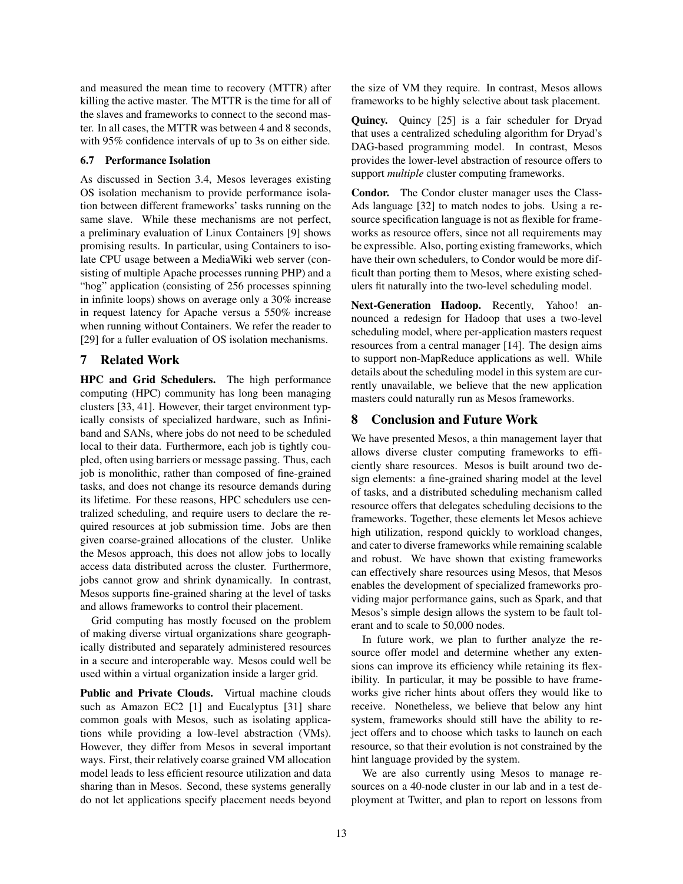and measured the mean time to recovery (MTTR) after killing the active master. The MTTR is the time for all of the slaves and frameworks to connect to the second master. In all cases, the MTTR was between 4 and 8 seconds, with 95% confidence intervals of up to 3s on either side.

### 6.7 Performance Isolation

As discussed in Section 3.4, Mesos leverages existing OS isolation mechanism to provide performance isolation between different frameworks' tasks running on the same slave. While these mechanisms are not perfect, a preliminary evaluation of Linux Containers [9] shows promising results. In particular, using Containers to isolate CPU usage between a MediaWiki web server (consisting of multiple Apache processes running PHP) and a "hog" application (consisting of 256 processes spinning in infinite loops) shows on average only a 30% increase in request latency for Apache versus a 550% increase when running without Containers. We refer the reader to [29] for a fuller evaluation of OS isolation mechanisms.

## 7 Related Work

**HPC and Grid Schedulers.** The high performance computing (HPC) community has long been managing clusters [33, 41]. However, their target environment typically consists of specialized hardware, such as Infiniband and SANs, where jobs do not need to be scheduled local to their data. Furthermore, each job is tightly coupled, often using barriers or message passing. Thus, each job is monolithic, rather than composed of fine-grained tasks, and does not change its resource demands during its lifetime. For these reasons, HPC schedulers use centralized scheduling, and require users to declare the required resources at job submission time. Jobs are then given coarse-grained allocations of the cluster. Unlike the Mesos approach, this does not allow jobs to locally access data distributed across the cluster. Furthermore, jobs cannot grow and shrink dynamically. In contrast, Mesos supports fine-grained sharing at the level of tasks and allows frameworks to control their placement.

Grid computing has mostly focused on the problem of making diverse virtual organizations share geographically distributed and separately administered resources in a secure and interoperable way. Mesos could well be used within a virtual organization inside a larger grid.

**Public and Private Clouds.** Virtual machine clouds such as Amazon EC2 [1] and Eucalyptus [31] share common goals with Mesos, such as isolating applications while providing a low-level abstraction (VMs). However, they differ from Mesos in several important ways. First, their relatively coarse grained VM allocation model leads to less efficient resource utilization and data sharing than in Mesos. Second, these systems generally do not let applications specify placement needs beyond the size of VM they require. In contrast, Mesos allows frameworks to be highly selective about task placement.

**Quincy.** Quincy [25] is a fair scheduler for Dryad that uses a centralized scheduling algorithm for Dryad's DAG-based programming model. In contrast, Mesos provides the lower-level abstraction of resource offers to support *multiple* cluster computing frameworks.

**Condor.** The Condor cluster manager uses the ClassAds language [32] to match nodes to jobs. Using a resource specification language is not as flexible for frameworks as resource offers, since not all requirements may be expressible. Also, porting existing frameworks, which have their own schedulers, to Condor would be more difficult than porting them to Mesos, where existing schedulers fit naturally into the two-level scheduling model.

**Next-Generation Hadoop.** Recently, Yahoo! announced a redesign for Hadoop that uses a two-level scheduling model, where per-application masters request resources from a central manager [14]. The design aims to support non-MapReduce applications as well. While details about the scheduling model in this system are currently unavailable, we believe that the new application masters could naturally run as Mesos frameworks.

## 8 Conclusion and Future Work

We have presented Mesos, a thin management layer that allows diverse cluster computing frameworks to efficiently share resources. Mesos is built around two design elements: a fine-grained sharing model at the level of tasks, and a distributed scheduling mechanism called resource offers that delegates scheduling decisions to the frameworks. Together, these elements let Mesos achieve high utilization, respond quickly to workload changes, and cater to diverse frameworks while remaining scalable and robust. We have shown that existing frameworks can effectively share resources using Mesos, that Mesos enables the development of specialized frameworks providing major performance gains, such as Spark, and that Mesos's simple design allows the system to be fault tolerant and to scale to 50,000 nodes.

In future work, we plan to further analyze the resource offer model and determine whether any extensions can improve its efficiency while retaining its flexibility. In particular, it may be possible to have frameworks give richer hints about offers they would like to receive. Nonetheless, we believe that below any hint system, frameworks should still have the ability to reject offers and to choose which tasks to launch on each resource, so that their evolution is not constrained by the hint language provided by the system.

We are also currently using Mesos to manage resources on a 40-node cluster in our lab and in a test deployment at Twitter, and plan to report on lessons from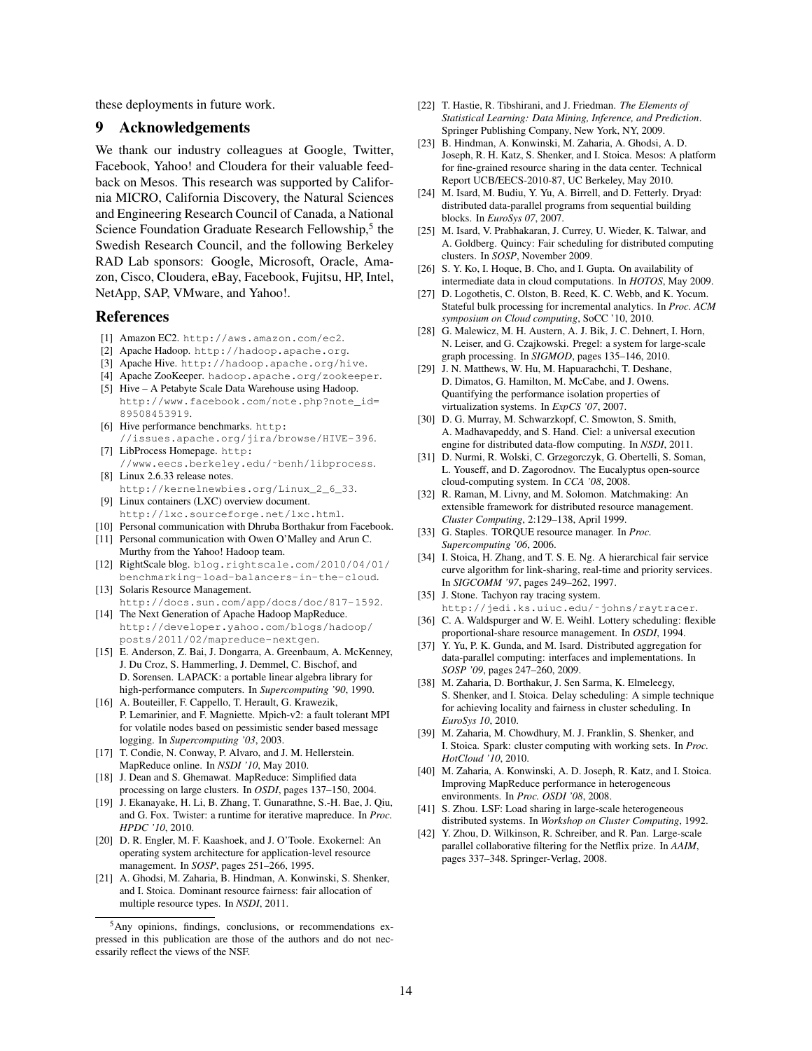these deployments in future work.

## 9 Acknowledgements

We thank our industry colleagues at Google, Twitter, Facebook, Yahoo! and Cloudera for their valuable feedback on Mesos. This research was supported by California MICRO, California Discovery, the Natural Sciences and Engineering Research Council of Canada, a National Science Foundation Graduate Research Fellowship,[5] the Swedish Research Council, and the following Berkeley RAD Lab sponsors: Google, Microsoft, Oracle, Amazon, Cisco, Cloudera, eBay, Facebook, Fujitsu, HP, Intel, NetApp, SAP, VMware, and Yahoo!.

## References

[1] Amazon EC2. http://aws.amazon.com/ec2.

[2] Apache Hadoop. http://hadoop.apache.org.

[3] Apache Hive. http://hadoop.apache.org/hive.

[4] Apache ZooKeeper. hadoop.apache.org/zookeeper.

[5] Hive – A Petabyte Scale Data Warehouse using Hadoop. http://www.facebook.com/note.php?note_id=89508453919.

[6] Hive performance benchmarks. http://issues.apache.org/jira/browse/HIVE-396.

[7] LibProcess Homepage. http://www.eecs.berkeley.edu/~benh/libprocess.

[8] Linux 2.6.33 release notes. http://kernelnewbies.org/Linux_2_6_33.

[9] Linux containers (LXC) overview document. http://lxc.sourceforge.net/lxc.html.

[10] Personal communication with Dhruba Borthakur from Facebook.

[11] Personal communication with Owen O'Malley and Arun C. Murthy from the Yahoo! Hadoop team.

[12] RightScale blog. blog.rightscale.com/2010/04/01/benchmarking-load-balancers-in-the-cloud.

[13] Solaris Resource Management. http://docs.sun.com/app/docs/doc/817-1592.

[14] The Next Generation of Apache Hadoop MapReduce. http://developer.yahoo.com/blogs/hadoop/posts/2011/02/mapreduce-nextgen.

[15] E. Anderson, Z. Bai, J. Dongarra, A. Greenbaum, A. McKenney, J. Du Croz, S. Hammerling, J. Demmel, C. Bischof, and D. Sorensen. LAPACK: a portable linear algebra library for high-performance computers. In *Supercomputing '90*, 1990.

[16] A. Bouteiller, F. Cappello, T. Herault, G. Krawezik, P. Lemarinier, and F. Magniette. Mpich-v2: a fault tolerant MPI for volatile nodes based on pessimistic sender based message logging. In *Supercomputing '03*, 2003.

[17] T. Condie, N. Conway, P. Alvaro, and J. M. Hellerstein. MapReduce online. In *NSDI '10*, May 2010.

[18] J. Dean and S. Ghemawat. MapReduce: Simplified data processing on large clusters. In *OSDI*, pages 137–150, 2004.

[19] J. Ekanayake, H. Li, B. Zhang, T. Gunarathne, S.-H. Bae, J. Qiu, and G. Fox. Twister: a runtime for iterative mapreduce. In *Proc. HPDC '10*, 2010.

[20] D. R. Engler, M. F. Kaashoek, and J. O'Toole. Exokernel: An operating system architecture for application-level resource management. In *SOSP*, pages 251–266, 1995.

[21] A. Ghodsi, M. Zaharia, B. Hindman, A. Konwinski, S. Shenker, and I. Stoica. Dominant resource fairness: fair allocation of multiple resource types. In *NSDI*, 2011.

[22] T. Hastie, R. Tibshirani, and J. Friedman. *The Elements of Statistical Learning: Data Mining, Inference, and Prediction*. Springer Publishing Company, New York, NY, 2009.

[23] B. Hindman, A. Konwinski, M. Zaharia, A. Ghodsi, A. D. Joseph, R. H. Katz, S. Shenker, and I. Stoica. Mesos: A platform for fine-grained resource sharing in the data center. Technical Report UCB/EECS-2010-87, UC Berkeley, May 2010.

[24] M. Isard, M. Budiu, Y. Yu, A. Birrell, and D. Fetterly. Dryad: distributed data-parallel programs from sequential building blocks. In *EuroSys 07*, 2007.

[25] M. Isard, V. Prabhakaran, J. Currey, U. Wieder, K. Talwar, and A. Goldberg. Quincy: Fair scheduling for distributed computing clusters. In *SOSP*, November 2009.

[26] S. Y. Ko, I. Hoque, B. Cho, and I. Gupta. On availability of intermediate data in cloud computations. In *HOTOS*, May 2009.

[27] D. Logothetis, C. Olston, B. Reed, K. C. Webb, and K. Yocum. Stateful bulk processing for incremental analytics. In *Proc. ACM symposium on Cloud computing*, SoCC '10, 2010.

[28] G. Malewicz, M. H. Austern, A. J. Bik, J. C. Dehnert, I. Horn, N. Leiser, and G. Czajkowski. Pregel: a system for large-scale graph processing. In *SIGMOD*, pages 135–146, 2010.

[29] J. N. Matthews, W. Hu, M. Hapuarachchi, T. Deshane, D. Dimatos, G. Hamilton, M. McCabe, and J. Owens. Quantifying the performance isolation properties of virtualization systems. In *ExpCS '07*, 2007.

[30] D. G. Murray, M. Schwarzkopf, C. Smowton, S. Smith, A. Madhavapeddy, and S. Hand. Ciel: a universal execution engine for distributed data-flow computing. In *NSDI*, 2011.

[31] D. Nurmi, R. Wolski, C. Grzegorczyk, G. Obertelli, S. Soman, L. Youseff, and D. Zagorodnov. The Eucalyptus open-source cloud-computing system. In *CCA '08*, 2008.

[32] R. Raman, M. Livny, and M. Solomon. Matchmaking: An extensible framework for distributed resource management. *Cluster Computing*, 2:129–138, April 1999.

[33] G. Staples. TORQUE resource manager. In *Proc. Supercomputing '06*, 2006.

[34] I. Stoica, H. Zhang, and T. S. E. Ng. A hierarchical fair service curve algorithm for link-sharing, real-time and priority services. In *SIGCOMM '97*, pages 249–262, 1997.

[35] J. Stone. Tachyon ray tracing system. http://jedi.ks.uiuc.edu/~johns/raytracer.

[36] C. A. Waldspurger and W. E. Weihl. Lottery scheduling: flexible proportional-share resource management. In *OSDI*, 1994.

[37] Y. Yu, P. K. Gunda, and M. Isard. Distributed aggregation for data-parallel computing: interfaces and implementations. In *SOSP '09*, pages 247–260, 2009.

[38] M. Zaharia, D. Borthakur, J. Sen Sarma, K. Elmeleegy, S. Shenker, and I. Stoica. Delay scheduling: A simple technique for achieving locality and fairness in cluster scheduling. In *EuroSys 10*, 2010.

[39] M. Zaharia, M. Chowdhury, M. J. Franklin, S. Shenker, and I. Stoica. Spark: cluster computing with working sets. In *Proc. HotCloud '10*, 2010.

[40] M. Zaharia, A. Konwinski, A. D. Joseph, R. Katz, and I. Stoica. Improving MapReduce performance in heterogeneous environments. In *Proc. OSDI '08*, 2008.

[41] S. Zhou. LSF: Load sharing in large-scale heterogeneous distributed systems. In *Workshop on Cluster Computing*, 1992.

[42] Y. Zhou, D. Wilkinson, R. Schreiber, and R. Pan. Large-scale parallel collaborative filtering for the Netflix prize. In *AAIM*, pages 337–348. Springer-Verlag, 2008.

[5] Any opinions, findings, conclusions, or recommendations expressed in this publication are those of the authors and do not necessarily reflect the views of the NSF.